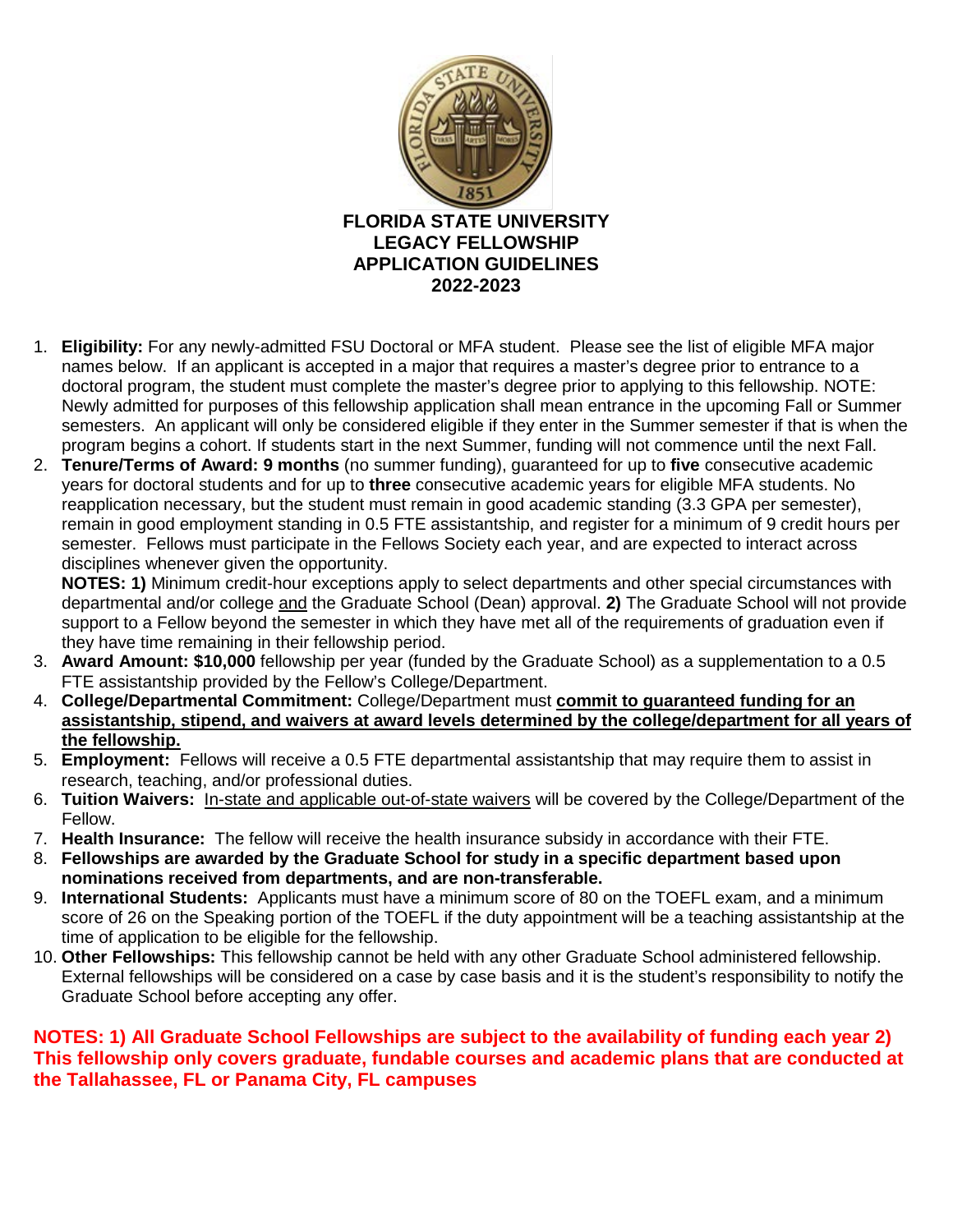# FLORIDA STATE UNIVERSITY
# LEGACY FELLOWSHIP
# APPLICATION GUIDELINES
# 2022-2023

1. **Eligibility:** For any newly-admitted FSU Doctoral or MFA student. Please see the list of eligible MFA major names below. If an applicant is accepted in a major that requires a master's degree prior to entrance to a doctoral program, the student must complete the master's degree prior to applying to this fellowship. NOTE: Newly admitted for purposes of this fellowship application shall mean entrance in the upcoming Fall or Summer semesters. An applicant will only be considered eligible if they enter in the Summer semester if that is when the program begins a cohort. If students start in the next Summer, funding will not commence until the next Fall.
2. **Tenure/Terms of Award: 9 months** (no summer funding), guaranteed for up to **five** consecutive academic years for doctoral students and for up to **three** consecutive academic years for eligible MFA students. No reapplication necessary, but the student must remain in good academic standing (3.3 GPA per semester), remain in good employment standing in 0.5 FTE assistantship, and register for a minimum of 9 credit hours per semester. Fellows must participate in the Fellows Society each year, and are expected to interact across disciplines whenever given the opportunity.
   **NOTES: 1)** Minimum credit-hour exceptions apply to select departments and other special circumstances with departmental and/or college <u>and</u> the Graduate School (Dean) approval. **2)** The Graduate School will not provide support to a Fellow beyond the semester in which they have met all of the requirements of graduation even if they have time remaining in their fellowship period.
3. **Award Amount: $10,000** fellowship per year (funded by the Graduate School) as a supplementation to a 0.5 FTE assistantship provided by the Fellow's College/Department.
4. **College/Departmental Commitment:** College/Department must **<u>commit to guaranteed funding for an assistantship, stipend, and waivers at award levels determined by the college/department for all years of the fellowship.</u>**
5. **Employment:** Fellows will receive a 0.5 FTE departmental assistantship that may require them to assist in research, teaching, and/or professional duties.
6. **Tuition Waivers:** <u>In-state and applicable out-of-state waivers</u> will be covered by the College/Department of the Fellow.
7. **Health Insurance:** The fellow will receive the health insurance subsidy in accordance with their FTE.
8. **Fellowships are awarded by the Graduate School for study in a specific department based upon nominations received from departments, and are non-transferable.**
9. **International Students:** Applicants must have a minimum score of 80 on the TOEFL exam, and a minimum score of 26 on the Speaking portion of the TOEFL if the duty appointment will be a teaching assistantship at the time of application to be eligible for the fellowship.
10. **Other Fellowships:** This fellowship cannot be held with any other Graduate School administered fellowship. External fellowships will be considered on a case by case basis and it is the student's responsibility to notify the Graduate School before accepting any offer.

**NOTES: 1) All Graduate School Fellowships are subject to the availability of funding each year 2) This fellowship only covers graduate, fundable courses and academic plans that are conducted at the Tallahassee, FL or Panama City, FL campuses**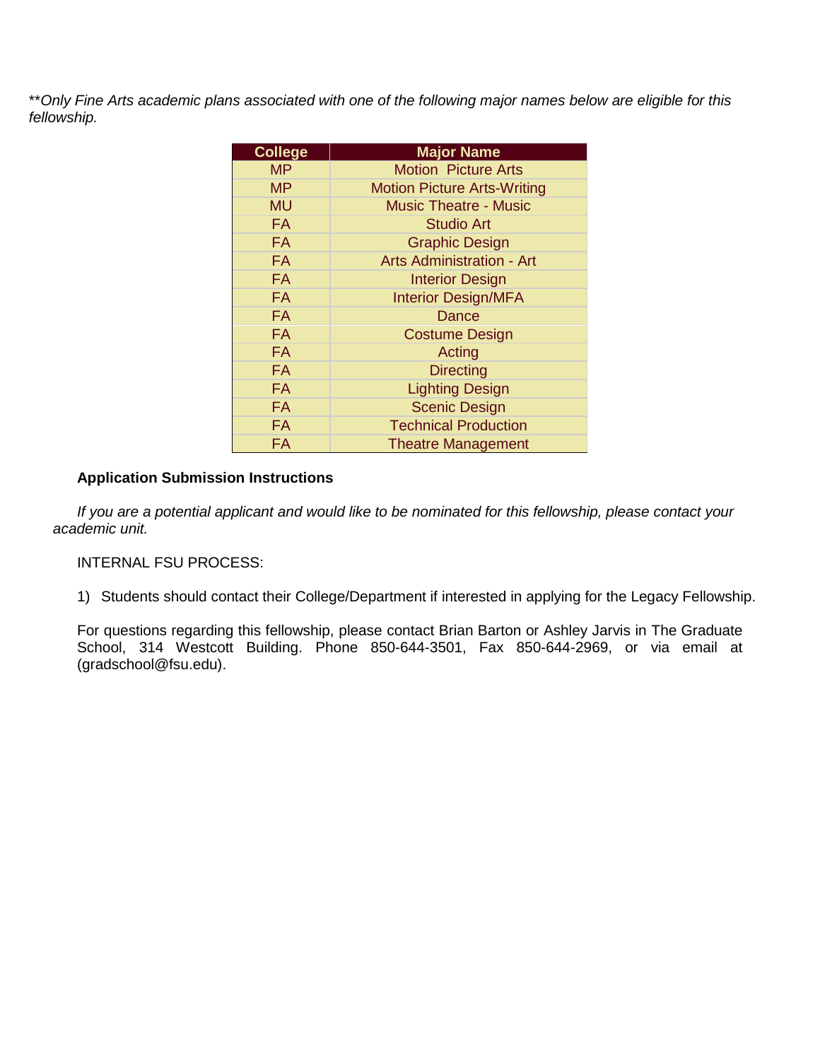*\*\*Only Fine Arts academic plans associated with one of the following major names below are eligible for this fellowship.*

| College | Major Name |
|---|---|
| MP | Motion Picture Arts |
| MP | Motion Picture Arts-Writing |
| MU | Music Theatre - Music |
| FA | Studio Art |
| FA | Graphic Design |
| FA | Arts Administration - Art |
| FA | Interior Design |
| FA | Interior Design/MFA |
| FA | Dance |
| FA | Costume Design |
| FA | Acting |
| FA | Directing |
| FA | Lighting Design |
| FA | Scenic Design |
| FA | Technical Production |
| FA | Theatre Management |

**Application Submission Instructions**

*If you are a potential applicant and would like to be nominated for this fellowship, please contact your academic unit.*

INTERNAL FSU PROCESS:

1) Students should contact their College/Department if interested in applying for the Legacy Fellowship.

For questions regarding this fellowship, please contact Brian Barton or Ashley Jarvis in The Graduate School, 314 Westcott Building. Phone 850-644-3501, Fax 850-644-2969, or via email at (gradschool@fsu.edu).